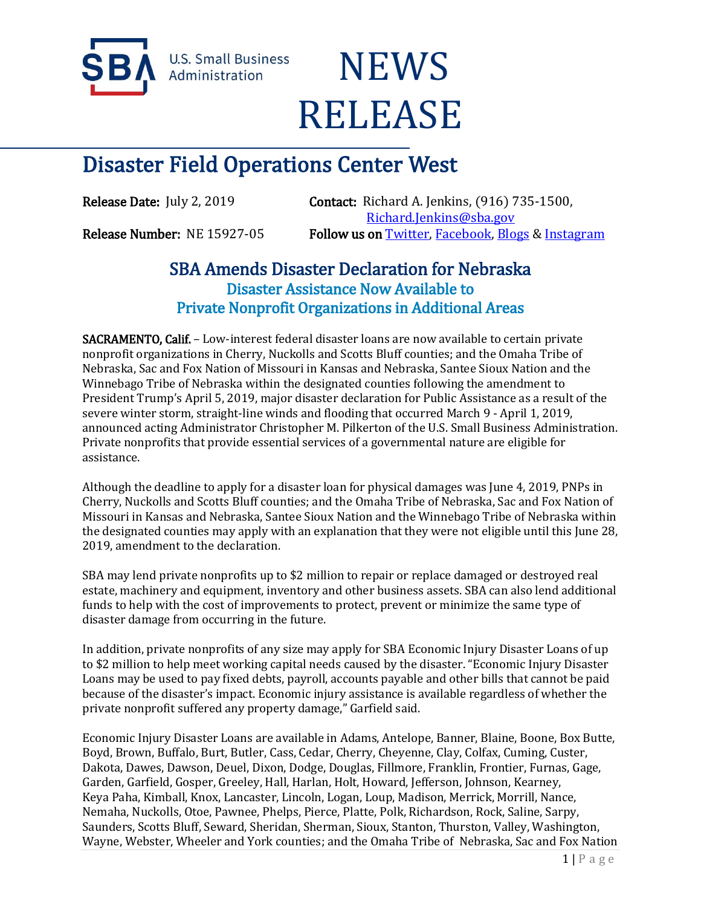U.S. Small Business Administration

# NEWS RELEASE

## Disaster Field Operations Center West

**Release Date:** July 2, 2019

**Release Number:** NE 15927-05

**Contact:** Richard A. Jenkins, (916) 735-1500, Richard.Jenkins@sba.gov

**Follow us on** Twitter, Facebook, Blogs & Instagram

### SBA Amends Disaster Declaration for Nebraska

#### Disaster Assistance Now Available to Private Nonprofit Organizations in Additional Areas

**SACRAMENTO, Calif.** – Low-interest federal disaster loans are now available to certain private nonprofit organizations in Cherry, Nuckolls and Scotts Bluff counties; and the Omaha Tribe of Nebraska, Sac and Fox Nation of Missouri in Kansas and Nebraska, Santee Sioux Nation and the Winnebago Tribe of Nebraska within the designated counties following the amendment to President Trump's April 5, 2019, major disaster declaration for Public Assistance as a result of the severe winter storm, straight-line winds and flooding that occurred March 9 - April 1, 2019, announced acting Administrator Christopher M. Pilkerton of the U.S. Small Business Administration. Private nonprofits that provide essential services of a governmental nature are eligible for assistance.

Although the deadline to apply for a disaster loan for physical damages was June 4, 2019, PNPs in Cherry, Nuckolls and Scotts Bluff counties; and the Omaha Tribe of Nebraska, Sac and Fox Nation of Missouri in Kansas and Nebraska, Santee Sioux Nation and the Winnebago Tribe of Nebraska within the designated counties may apply with an explanation that they were not eligible until this June 28, 2019, amendment to the declaration.

SBA may lend private nonprofits up to $2 million to repair or replace damaged or destroyed real estate, machinery and equipment, inventory and other business assets. SBA can also lend additional funds to help with the cost of improvements to protect, prevent or minimize the same type of disaster damage from occurring in the future.

In addition, private nonprofits of any size may apply for SBA Economic Injury Disaster Loans of up to $2 million to help meet working capital needs caused by the disaster. "Economic Injury Disaster Loans may be used to pay fixed debts, payroll, accounts payable and other bills that cannot be paid because of the disaster's impact. Economic injury assistance is available regardless of whether the private nonprofit suffered any property damage," Garfield said.

Economic Injury Disaster Loans are available in Adams, Antelope, Banner, Blaine, Boone, Box Butte, Boyd, Brown, Buffalo, Burt, Butler, Cass, Cedar, Cherry, Cheyenne, Clay, Colfax, Cuming, Custer, Dakota, Dawes, Dawson, Deuel, Dixon, Dodge, Douglas, Fillmore, Franklin, Frontier, Furnas, Gage, Garden, Garfield, Gosper, Greeley, Hall, Harlan, Holt, Howard, Jefferson, Johnson, Kearney, Keya Paha, Kimball, Knox, Lancaster, Lincoln, Logan, Loup, Madison, Merrick, Morrill, Nance, Nemaha, Nuckolls, Otoe, Pawnee, Phelps, Pierce, Platte, Polk, Richardson, Rock, Saline, Sarpy, Saunders, Scotts Bluff, Seward, Sheridan, Sherman, Sioux, Stanton, Thurston, Valley, Washington, Wayne, Webster, Wheeler and York counties; and the Omaha Tribe of Nebraska, Sac and Fox Nation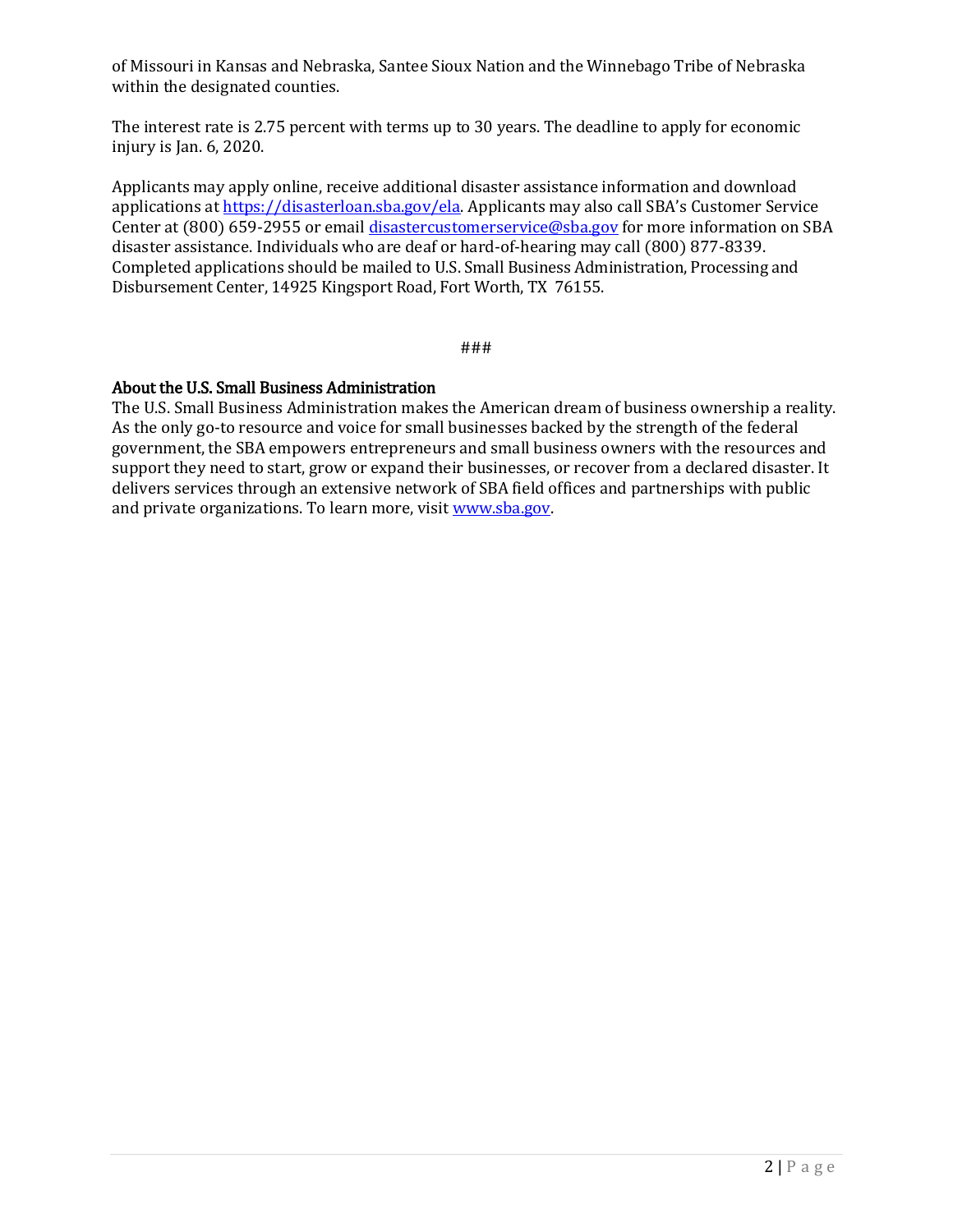of Missouri in Kansas and Nebraska, Santee Sioux Nation and the Winnebago Tribe of Nebraska within the designated counties.

The interest rate is 2.75 percent with terms up to 30 years. The deadline to apply for economic injury is Jan. 6, 2020.

Applicants may apply online, receive additional disaster assistance information and download applications at [https://disasterloan.sba.gov/ela](https://disasterloan.sba.gov/ela). Applicants may also call SBA's Customer Service Center at (800) 659-2955 or email [disastercustomerservice@sba.gov](mailto:disastercustomerservice@sba.gov) for more information on SBA disaster assistance. Individuals who are deaf or hard-of-hearing may call (800) 877-8339. Completed applications should be mailed to U.S. Small Business Administration, Processing and Disbursement Center, 14925 Kingsport Road, Fort Worth, TX 76155.

###

**About the U.S. Small Business Administration**
The U.S. Small Business Administration makes the American dream of business ownership a reality. As the only go-to resource and voice for small businesses backed by the strength of the federal government, the SBA empowers entrepreneurs and small business owners with the resources and support they need to start, grow or expand their businesses, or recover from a declared disaster. It delivers services through an extensive network of SBA field offices and partnerships with public and private organizations. To learn more, visit [www.sba.gov](http://www.sba.gov).